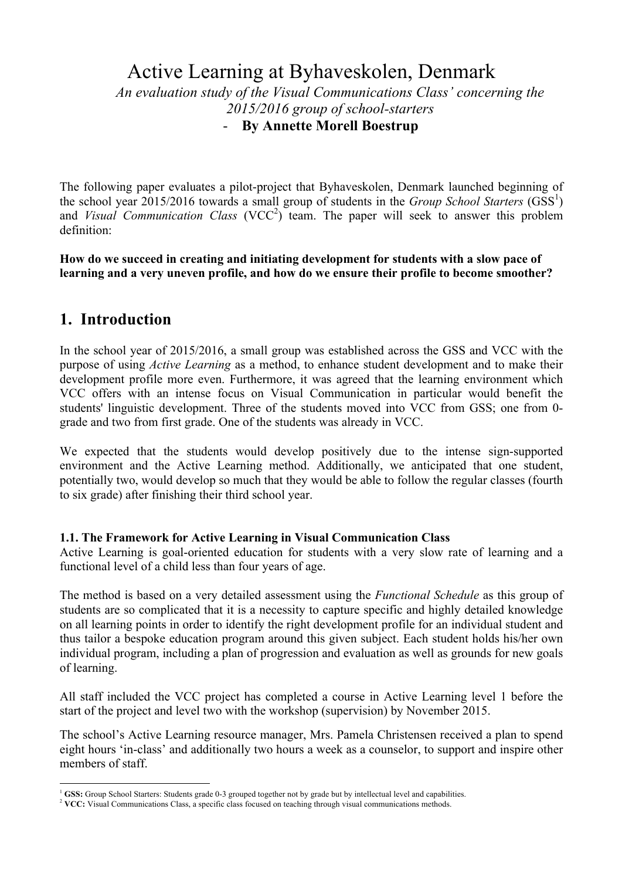# Active Learning at Byhaveskolen, Denmark

*An evaluation study of the Visual Communications Class' concerning the 2015/2016 group of school-starters*

- **By Annette Morell Boestrup**

The following paper evaluates a pilot-project that Byhaveskolen, Denmark launched beginning of the school year 2015/2016 towards a small group of students in the *Group School Starters* (GSS[1]) and *Visual Communication Class* (VCC[2]) team. The paper will seek to answer this problem definition:

**How do we succeed in creating and initiating development for students with a slow pace of learning and a very uneven profile, and how do we ensure their profile to become smoother?**

## 1. Introduction

In the school year of 2015/2016, a small group was established across the GSS and VCC with the purpose of using *Active Learning* as a method, to enhance student development and to make their development profile more even. Furthermore, it was agreed that the learning environment which VCC offers with an intense focus on Visual Communication in particular would benefit the students' linguistic development. Three of the students moved into VCC from GSS; one from 0-grade and two from first grade. One of the students was already in VCC.

We expected that the students would develop positively due to the intense sign-supported environment and the Active Learning method. Additionally, we anticipated that one student, potentially two, would develop so much that they would be able to follow the regular classes (fourth to six grade) after finishing their third school year.

### 1.1. The Framework for Active Learning in Visual Communication Class

Active Learning is goal-oriented education for students with a very slow rate of learning and a functional level of a child less than four years of age.

The method is based on a very detailed assessment using the *Functional Schedule* as this group of students are so complicated that it is a necessity to capture specific and highly detailed knowledge on all learning points in order to identify the right development profile for an individual student and thus tailor a bespoke education program around this given subject. Each student holds his/her own individual program, including a plan of progression and evaluation as well as grounds for new goals of learning.

All staff included the VCC project has completed a course in Active Learning level 1 before the start of the project and level two with the workshop (supervision) by November 2015.

The school's Active Learning resource manager, Mrs. Pamela Christensen received a plan to spend eight hours 'in-class' and additionally two hours a week as a counselor, to support and inspire other members of staff.

---

[1] **GSS:** Group School Starters: Students grade 0-3 grouped together not by grade but by intellectual level and capabilities.

[2] **VCC:** Visual Communications Class, a specific class focused on teaching through visual communications methods.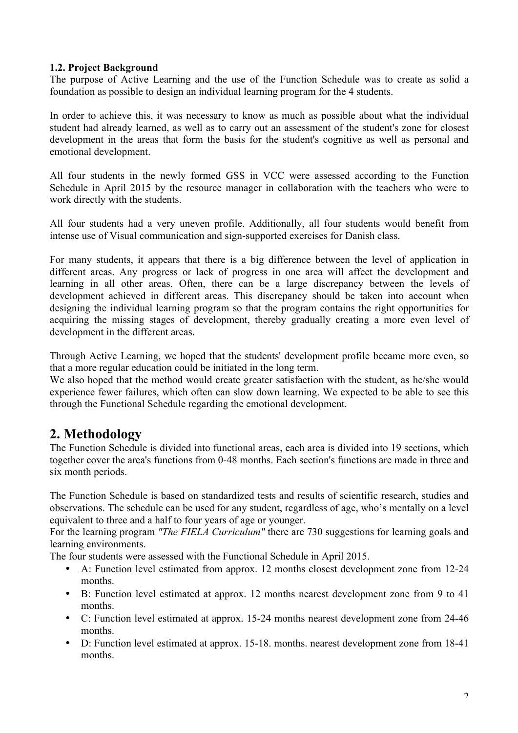### 1.2. Project Background

The purpose of Active Learning and the use of the Function Schedule was to create as solid a foundation as possible to design an individual learning program for the 4 students.

In order to achieve this, it was necessary to know as much as possible about what the individual student had already learned, as well as to carry out an assessment of the student's zone for closest development in the areas that form the basis for the student's cognitive as well as personal and emotional development.

All four students in the newly formed GSS in VCC were assessed according to the Function Schedule in April 2015 by the resource manager in collaboration with the teachers who were to work directly with the students.

All four students had a very uneven profile. Additionally, all four students would benefit from intense use of Visual communication and sign-supported exercises for Danish class.

For many students, it appears that there is a big difference between the level of application in different areas. Any progress or lack of progress in one area will affect the development and learning in all other areas. Often, there can be a large discrepancy between the levels of development achieved in different areas. This discrepancy should be taken into account when designing the individual learning program so that the program contains the right opportunities for acquiring the missing stages of development, thereby gradually creating a more even level of development in the different areas.

Through Active Learning, we hoped that the students' development profile became more even, so that a more regular education could be initiated in the long term.
We also hoped that the method would create greater satisfaction with the student, as he/she would experience fewer failures, which often can slow down learning. We expected to be able to see this through the Functional Schedule regarding the emotional development.

## 2. Methodology

The Function Schedule is divided into functional areas, each area is divided into 19 sections, which together cover the area's functions from 0-48 months. Each section's functions are made in three and six month periods.

The Function Schedule is based on standardized tests and results of scientific research, studies and observations. The schedule can be used for any student, regardless of age, who's mentally on a level equivalent to three and a half to four years of age or younger.
For the learning program *"The FIELA Curriculum"* there are 730 suggestions for learning goals and learning environments.
The four students were assessed with the Functional Schedule in April 2015.

- A: Function level estimated from approx. 12 months closest development zone from 12-24 months.
- B: Function level estimated at approx. 12 months nearest development zone from 9 to 41 months.
- C: Function level estimated at approx. 15-24 months nearest development zone from 24-46 months.
- D: Function level estimated at approx. 15-18. months. nearest development zone from 18-41 months.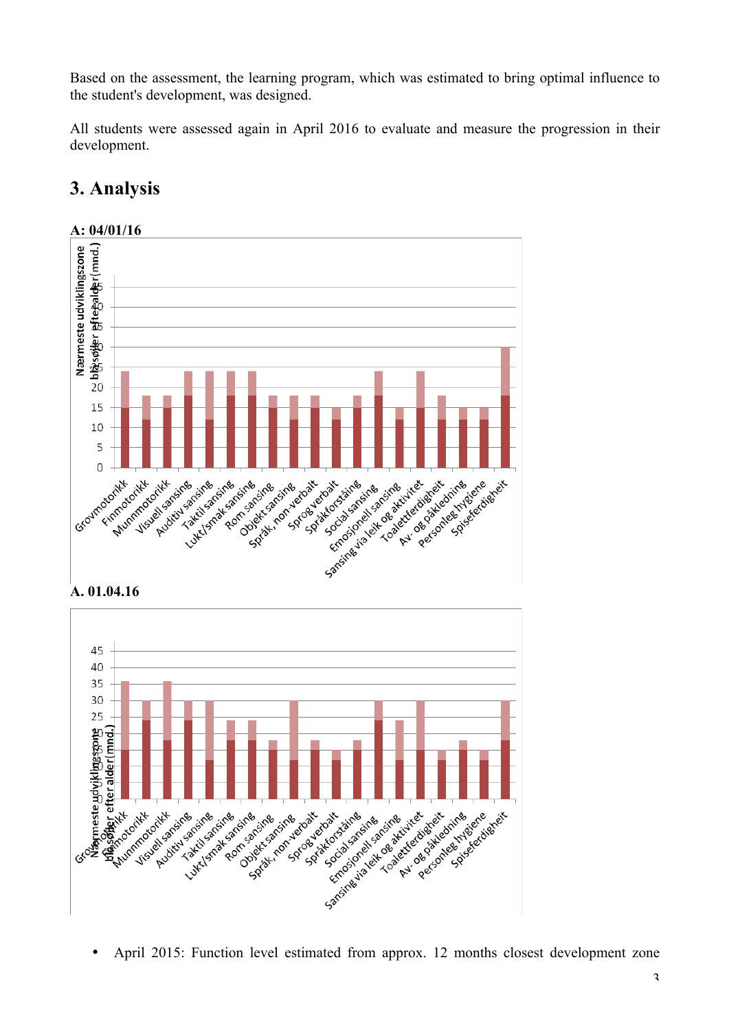Based on the assessment, the learning program, which was estimated to bring optimal influence to the student's development, was designed.

All students were assessed again in April 2016 to evaluate and measure the progression in their development.

## 3. Analysis

**A: 04/01/16**

**A. 01.04.16**

- April 2015: Function level estimated from approx. 12 months closest development zone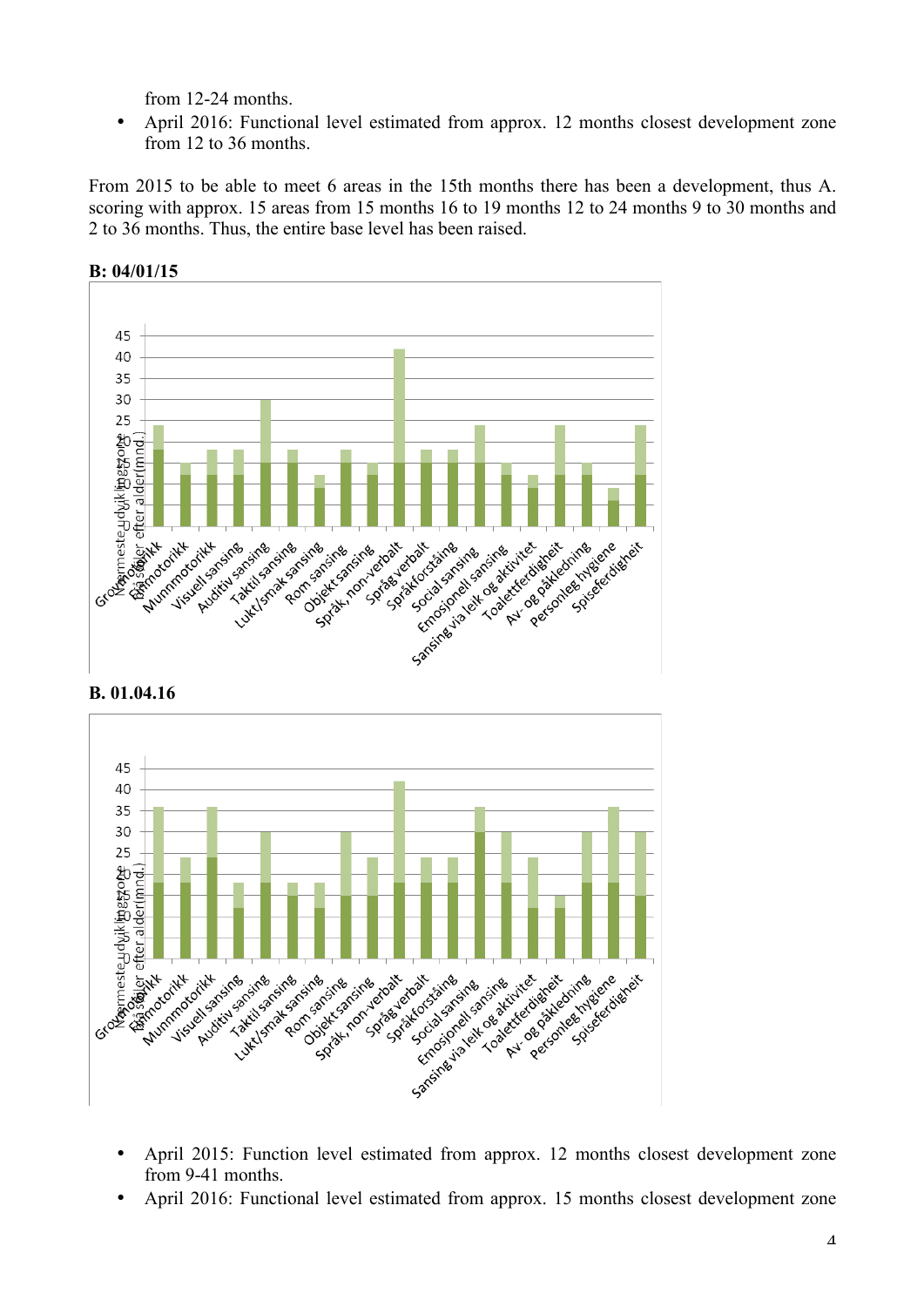from 12-24 months.

- April 2016: Functional level estimated from approx. 12 months closest development zone from 12 to 36 months.

From 2015 to be able to meet 6 areas in the 15th months there has been a development, thus A. scoring with approx. 15 areas from 15 months 16 to 19 months 12 to 24 months 9 to 30 months and 2 to 36 months. Thus, the entire base level has been raised.

**B: 04/01/15**

**B. 01.04.16**

- April 2015: Function level estimated from approx. 12 months closest development zone from 9-41 months.
- April 2016: Functional level estimated from approx. 15 months closest development zone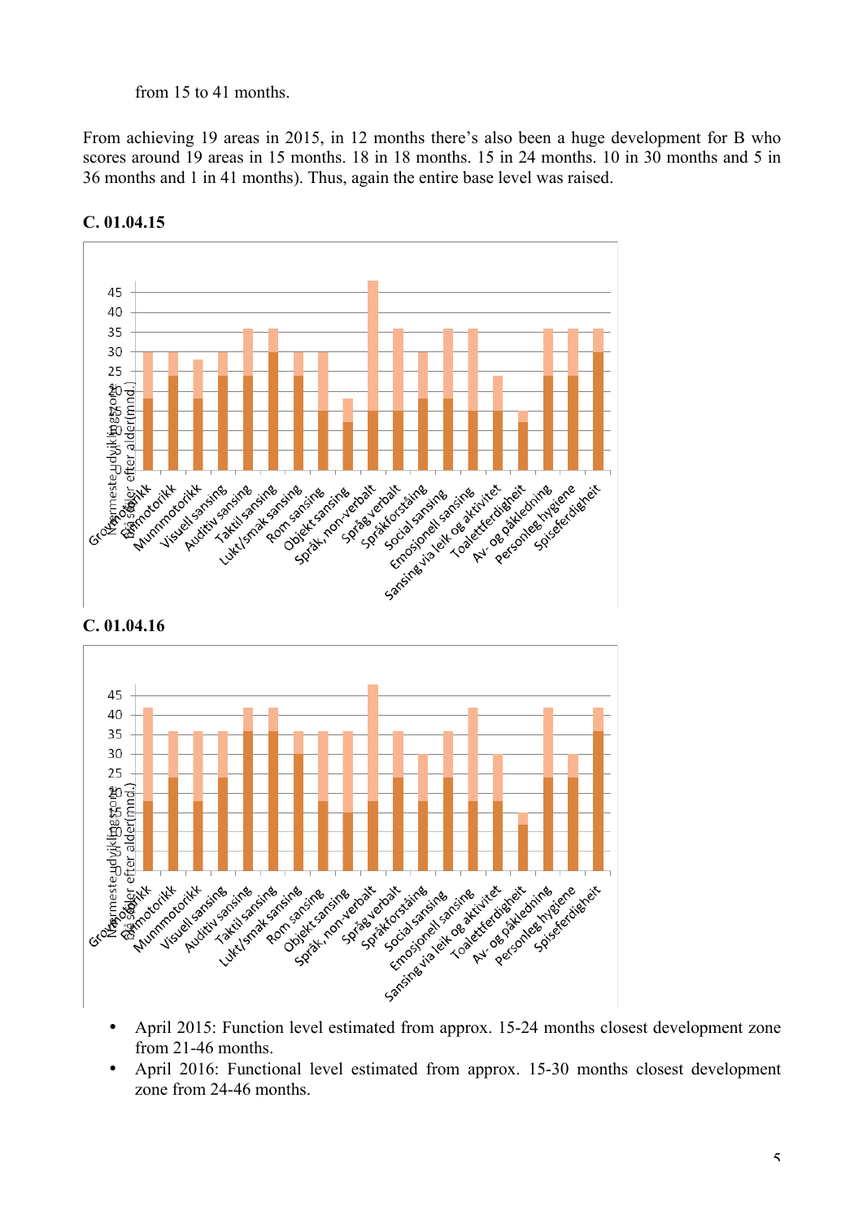from 15 to 41 months.

From achieving 19 areas in 2015, in 12 months there’s also been a huge development for B who scores around 19 areas in 15 months. 18 in 18 months. 15 in 24 months. 10 in 30 months and 5 in 36 months and 1 in 41 months). Thus, again the entire base level was raised.

**C. 01.04.15**

**C. 01.04.16**

- April 2015: Function level estimated from approx. 15-24 months closest development zone from 21-46 months.
- April 2016: Functional level estimated from approx. 15-30 months closest development zone from 24-46 months.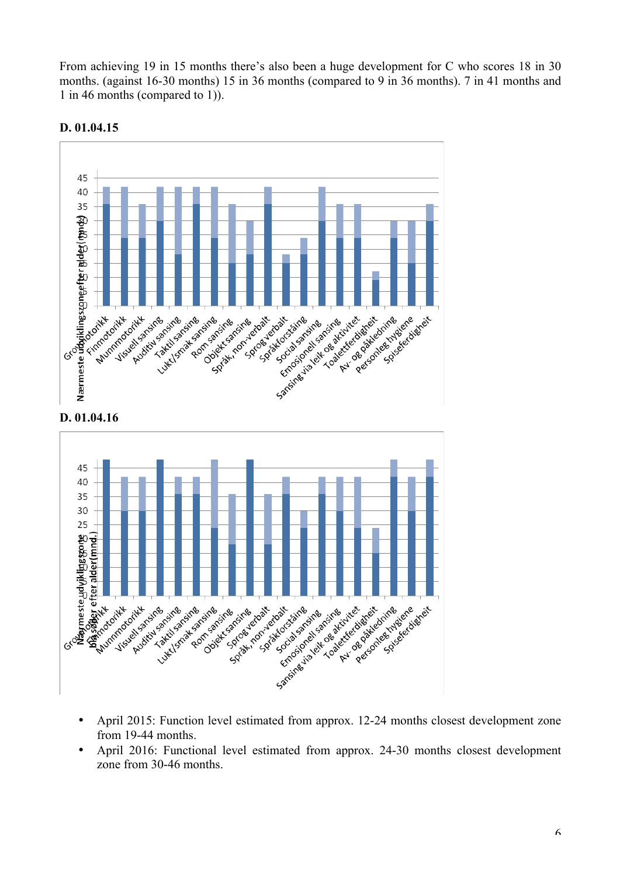From achieving 19 in 15 months there's also been a huge development for C who scores 18 in 30 months. (against 16-30 months) 15 in 36 months (compared to 9 in 36 months). 7 in 41 months and 1 in 46 months (compared to 1)).

**D. 01.04.15**

**D. 01.04.16**

- April 2015: Function level estimated from approx. 12-24 months closest development zone from 19-44 months.
- April 2016: Functional level estimated from approx. 24-30 months closest development zone from 30-46 months.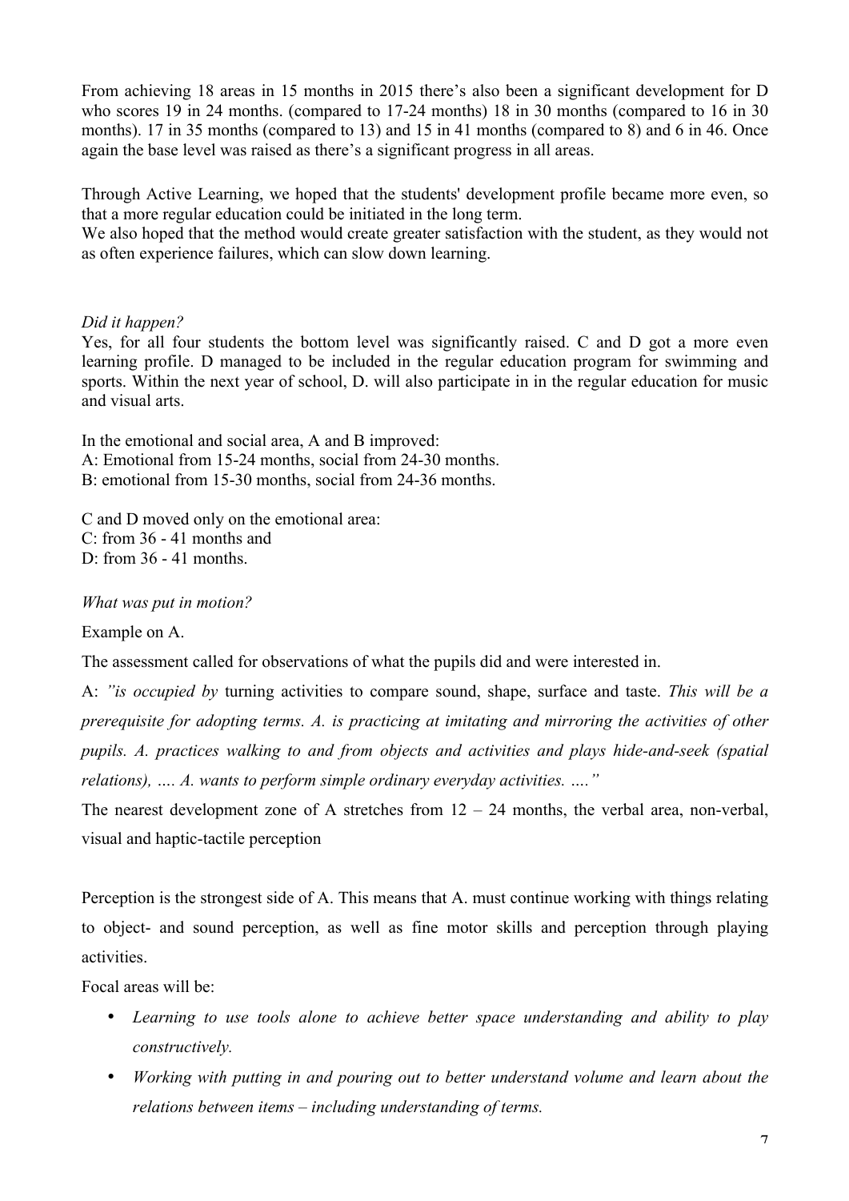From achieving 18 areas in 15 months in 2015 there's also been a significant development for D who scores 19 in 24 months. (compared to 17-24 months) 18 in 30 months (compared to 16 in 30 months). 17 in 35 months (compared to 13) and 15 in 41 months (compared to 8) and 6 in 46. Once again the base level was raised as there's a significant progress in all areas.

Through Active Learning, we hoped that the students' development profile became more even, so that a more regular education could be initiated in the long term.
We also hoped that the method would create greater satisfaction with the student, as they would not as often experience failures, which can slow down learning.

*Did it happen?*
Yes, for all four students the bottom level was significantly raised. C and D got a more even learning profile. D managed to be included in the regular education program for swimming and sports. Within the next year of school, D. will also participate in in the regular education for music and visual arts.

In the emotional and social area, A and B improved:
A: Emotional from 15-24 months, social from 24-30 months.
B: emotional from 15-30 months, social from 24-36 months.

C and D moved only on the emotional area:
C: from 36 - 41 months and
D: from 36 - 41 months.

*What was put in motion?*

Example on A.

The assessment called for observations of what the pupils did and were interested in.

A: *"is occupied by* turning activities to compare sound, shape, surface and taste. *This will be a prerequisite for adopting terms. A. is practicing at imitating and mirroring the activities of other pupils. A. practices walking to and from objects and activities and plays hide-and-seek (spatial relations), …. A. wants to perform simple ordinary everyday activities. …."*

The nearest development zone of A stretches from 12 – 24 months, the verbal area, non-verbal, visual and haptic-tactile perception

Perception is the strongest side of A. This means that A. must continue working with things relating to object- and sound perception, as well as fine motor skills and perception through playing activities.

Focal areas will be:

- *Learning to use tools alone to achieve better space understanding and ability to play constructively.*
- *Working with putting in and pouring out to better understand volume and learn about the relations between items – including understanding of terms.*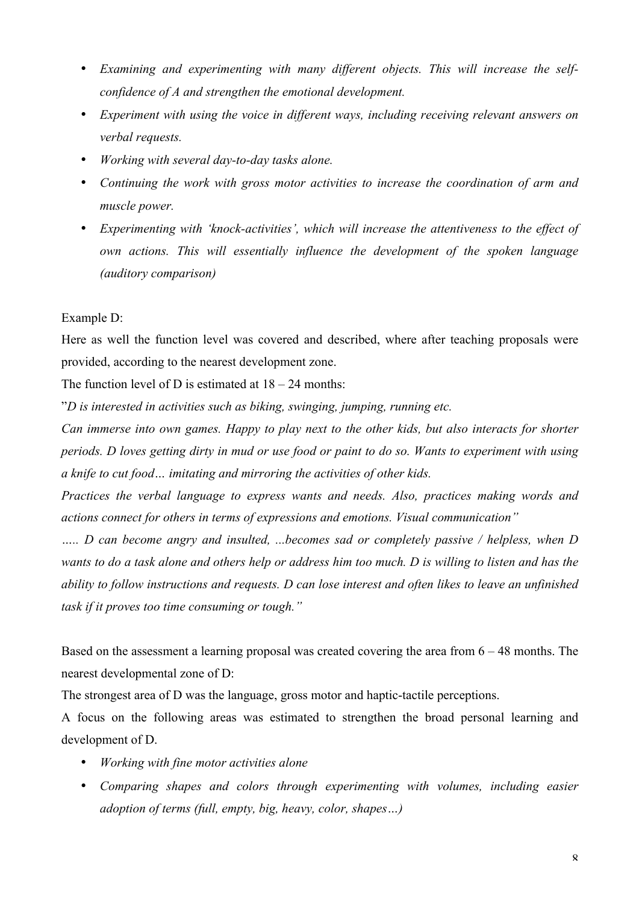- *Examining and experimenting with many different objects. This will increase the self-confidence of A and strengthen the emotional development.*
- *Experiment with using the voice in different ways, including receiving relevant answers on verbal requests.*
- *Working with several day-to-day tasks alone.*
- *Continuing the work with gross motor activities to increase the coordination of arm and muscle power.*
- *Experimenting with 'knock-activities', which will increase the attentiveness to the effect of own actions. This will essentially influence the development of the spoken language (auditory comparison)*

Example D:

Here as well the function level was covered and described, where after teaching proposals were provided, according to the nearest development zone.

The function level of D is estimated at 18 – 24 months:

"*D is interested in activities such as biking, swinging, jumping, running etc.*

*Can immerse into own games. Happy to play next to the other kids, but also interacts for shorter periods. D loves getting dirty in mud or use food or paint to do so. Wants to experiment with using a knife to cut food… imitating and mirroring the activities of other kids.*

*Practices the verbal language to express wants and needs. Also, practices making words and actions connect for others in terms of expressions and emotions. Visual communication"*

*….. D can become angry and insulted, ...becomes sad or completely passive / helpless, when D wants to do a task alone and others help or address him too much. D is willing to listen and has the ability to follow instructions and requests. D can lose interest and often likes to leave an unfinished task if it proves too time consuming or tough."*

Based on the assessment a learning proposal was created covering the area from 6 – 48 months. The nearest developmental zone of D:

The strongest area of D was the language, gross motor and haptic-tactile perceptions.

A focus on the following areas was estimated to strengthen the broad personal learning and development of D.

- *Working with fine motor activities alone*
- *Comparing shapes and colors through experimenting with volumes, including easier adoption of terms (full, empty, big, heavy, color, shapes…)*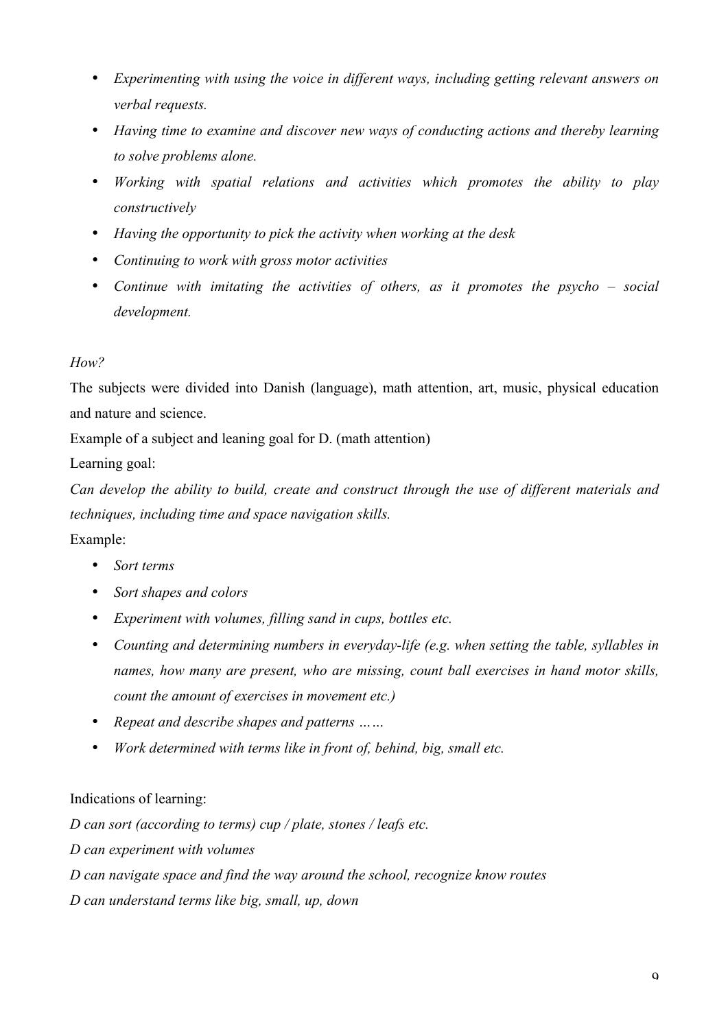- *Experimenting with using the voice in different ways, including getting relevant answers on verbal requests.*
- *Having time to examine and discover new ways of conducting actions and thereby learning to solve problems alone.*
- *Working with spatial relations and activities which promotes the ability to play constructively*
- *Having the opportunity to pick the activity when working at the desk*
- *Continuing to work with gross motor activities*
- *Continue with imitating the activities of others, as it promotes the psycho – social development.*

*How?*

The subjects were divided into Danish (language), math attention, art, music, physical education and nature and science.

Example of a subject and leaning goal for D. (math attention)

Learning goal:

*Can develop the ability to build, create and construct through the use of different materials and techniques, including time and space navigation skills.*

Example:

- *Sort terms*
- *Sort shapes and colors*
- *Experiment with volumes, filling sand in cups, bottles etc.*
- *Counting and determining numbers in everyday-life (e.g. when setting the table, syllables in names, how many are present, who are missing, count ball exercises in hand motor skills, count the amount of exercises in movement etc.)*
- *Repeat and describe shapes and patterns ……*
- *Work determined with terms like in front of, behind, big, small etc.*

Indications of learning:

*D can sort (according to terms) cup / plate, stones / leafs etc.*

*D can experiment with volumes*

*D can navigate space and find the way around the school, recognize know routes*

*D can understand terms like big, small, up, down*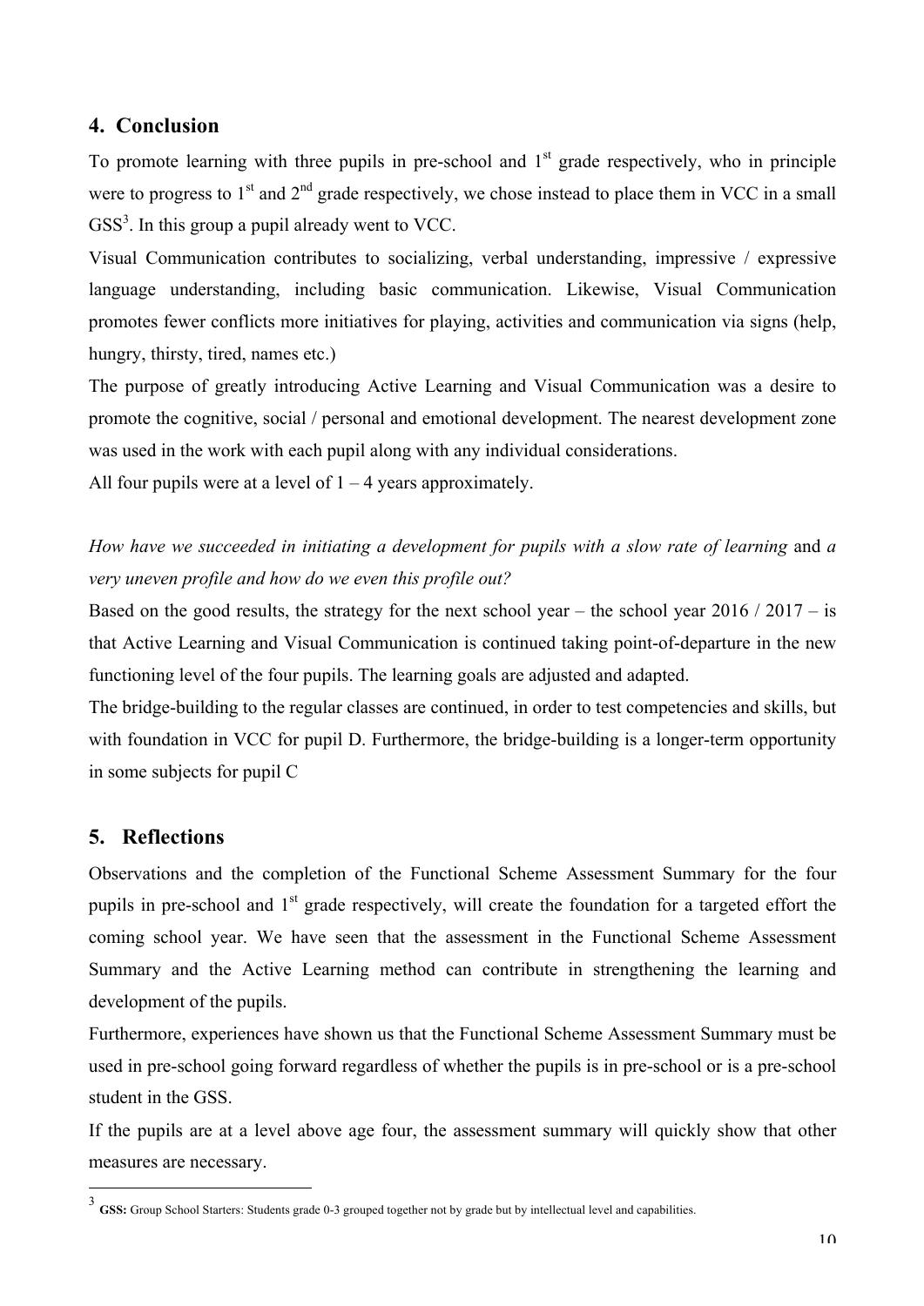## 4. Conclusion

To promote learning with three pupils in pre-school and 1st grade respectively, who in principle were to progress to 1st and 2nd grade respectively, we chose instead to place them in VCC in a small GSS[3]. In this group a pupil already went to VCC.

Visual Communication contributes to socializing, verbal understanding, impressive / expressive language understanding, including basic communication. Likewise, Visual Communication promotes fewer conflicts more initiatives for playing, activities and communication via signs (help, hungry, thirsty, tired, names etc.)

The purpose of greatly introducing Active Learning and Visual Communication was a desire to promote the cognitive, social / personal and emotional development. The nearest development zone was used in the work with each pupil along with any individual considerations.

All four pupils were at a level of 1 – 4 years approximately.

*How have we succeeded in initiating a development for pupils with a slow rate of learning* and *a very uneven profile and how do we even this profile out?*

Based on the good results, the strategy for the next school year – the school year 2016 / 2017 – is that Active Learning and Visual Communication is continued taking point-of-departure in the new functioning level of the four pupils. The learning goals are adjusted and adapted.

The bridge-building to the regular classes are continued, in order to test competencies and skills, but with foundation in VCC for pupil D. Furthermore, the bridge-building is a longer-term opportunity in some subjects for pupil C

## 5. Reflections

Observations and the completion of the Functional Scheme Assessment Summary for the four pupils in pre-school and 1st grade respectively, will create the foundation for a targeted effort the coming school year. We have seen that the assessment in the Functional Scheme Assessment Summary and the Active Learning method can contribute in strengthening the learning and development of the pupils.

Furthermore, experiences have shown us that the Functional Scheme Assessment Summary must be used in pre-school going forward regardless of whether the pupils is in pre-school or is a pre-school student in the GSS.

If the pupils are at a level above age four, the assessment summary will quickly show that other measures are necessary.

---

[3] **GSS:** Group School Starters: Students grade 0-3 grouped together not by grade but by intellectual level and capabilities.